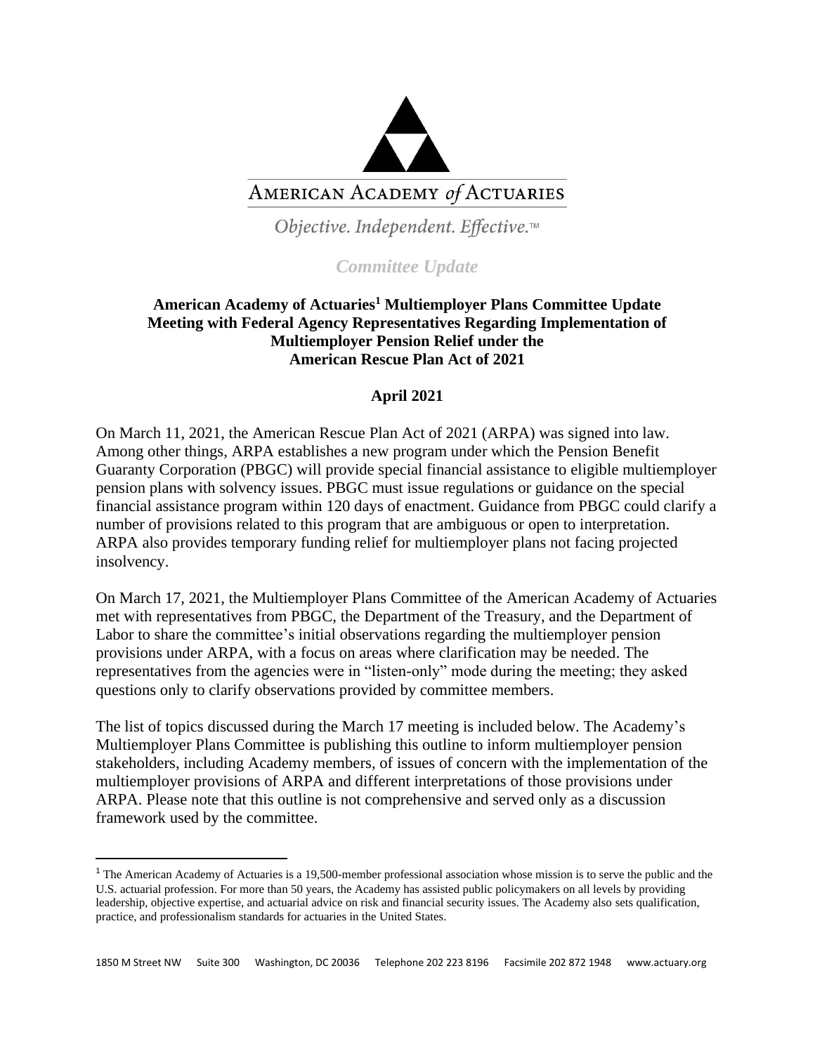AMERICAN ACADEMY of ACTUARIES

*Objective. Independent. Effective.™*

*Committee Update*

**American Academy of Actuaries[1] Multiemployer Plans Committee Update Meeting with Federal Agency Representatives Regarding Implementation of Multiemployer Pension Relief under the American Rescue Plan Act of 2021**

**April 2021**

On March 11, 2021, the American Rescue Plan Act of 2021 (ARPA) was signed into law. Among other things, ARPA establishes a new program under which the Pension Benefit Guaranty Corporation (PBGC) will provide special financial assistance to eligible multiemployer pension plans with solvency issues. PBGC must issue regulations or guidance on the special financial assistance program within 120 days of enactment. Guidance from PBGC could clarify a number of provisions related to this program that are ambiguous or open to interpretation. ARPA also provides temporary funding relief for multiemployer plans not facing projected insolvency.

On March 17, 2021, the Multiemployer Plans Committee of the American Academy of Actuaries met with representatives from PBGC, the Department of the Treasury, and the Department of Labor to share the committee's initial observations regarding the multiemployer pension provisions under ARPA, with a focus on areas where clarification may be needed. The representatives from the agencies were in "listen-only" mode during the meeting; they asked questions only to clarify observations provided by committee members.

The list of topics discussed during the March 17 meeting is included below. The Academy's Multiemployer Plans Committee is publishing this outline to inform multiemployer pension stakeholders, including Academy members, of issues of concern with the implementation of the multiemployer provisions of ARPA and different interpretations of those provisions under ARPA. Please note that this outline is not comprehensive and served only as a discussion framework used by the committee.

[1] The American Academy of Actuaries is a 19,500-member professional association whose mission is to serve the public and the U.S. actuarial profession. For more than 50 years, the Academy has assisted public policymakers on all levels by providing leadership, objective expertise, and actuarial advice on risk and financial security issues. The Academy also sets qualification, practice, and professionalism standards for actuaries in the United States.

1850 M Street NW Suite 300 Washington, DC 20036 Telephone 202 223 8196 Facsimile 202 872 1948 www.actuary.org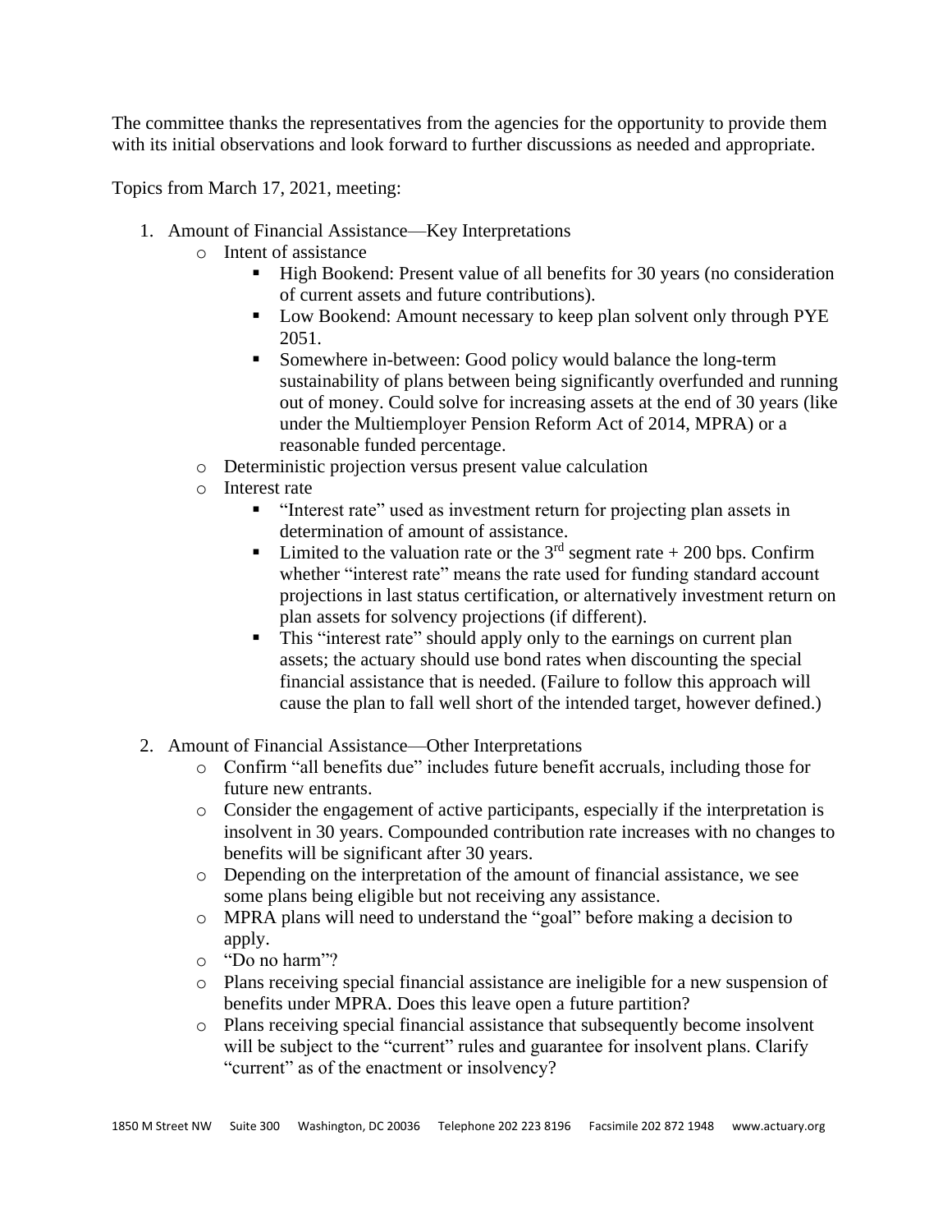The committee thanks the representatives from the agencies for the opportunity to provide them with its initial observations and look forward to further discussions as needed and appropriate.

Topics from March 17, 2021, meeting:

1. Amount of Financial Assistance—Key Interpretations
   - Intent of assistance
     - High Bookend: Present value of all benefits for 30 years (no consideration of current assets and future contributions).
     - Low Bookend: Amount necessary to keep plan solvent only through PYE 2051.
     - Somewhere in-between: Good policy would balance the long-term sustainability of plans between being significantly overfunded and running out of money. Could solve for increasing assets at the end of 30 years (like under the Multiemployer Pension Reform Act of 2014, MPRA) or a reasonable funded percentage.
   - Deterministic projection versus present value calculation
   - Interest rate
     - "Interest rate" used as investment return for projecting plan assets in determination of amount of assistance.
     - Limited to the valuation rate or the 3rd segment rate + 200 bps. Confirm whether "interest rate" means the rate used for funding standard account projections in last status certification, or alternatively investment return on plan assets for solvency projections (if different).
     - This "interest rate" should apply only to the earnings on current plan assets; the actuary should use bond rates when discounting the special financial assistance that is needed. (Failure to follow this approach will cause the plan to fall well short of the intended target, however defined.)

2. Amount of Financial Assistance—Other Interpretations
   - Confirm "all benefits due" includes future benefit accruals, including those for future new entrants.
   - Consider the engagement of active participants, especially if the interpretation is insolvent in 30 years. Compounded contribution rate increases with no changes to benefits will be significant after 30 years.
   - Depending on the interpretation of the amount of financial assistance, we see some plans being eligible but not receiving any assistance.
   - MPRA plans will need to understand the "goal" before making a decision to apply.
   - "Do no harm"?
   - Plans receiving special financial assistance are ineligible for a new suspension of benefits under MPRA. Does this leave open a future partition?
   - Plans receiving special financial assistance that subsequently become insolvent will be subject to the "current" rules and guarantee for insolvent plans. Clarify "current" as of the enactment or insolvency?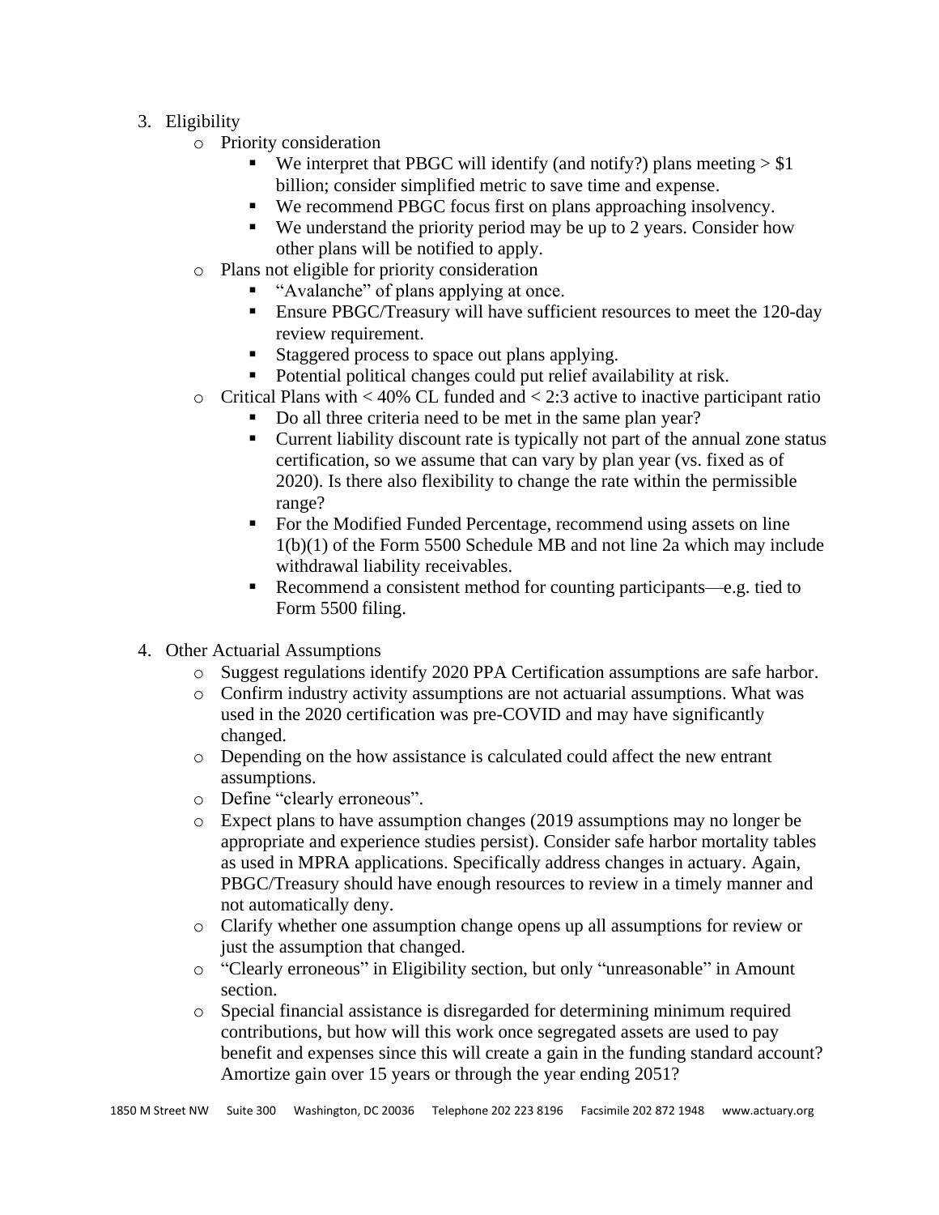3. Eligibility
    - Priority consideration
        - We interpret that PBGC will identify (and notify?) plans meeting > $1 billion; consider simplified metric to save time and expense.
        - We recommend PBGC focus first on plans approaching insolvency.
        - We understand the priority period may be up to 2 years. Consider how other plans will be notified to apply.
    - Plans not eligible for priority consideration
        - "Avalanche" of plans applying at once.
        - Ensure PBGC/Treasury will have sufficient resources to meet the 120-day review requirement.
        - Staggered process to space out plans applying.
        - Potential political changes could put relief availability at risk.
    - Critical Plans with < 40% CL funded and < 2:3 active to inactive participant ratio
        - Do all three criteria need to be met in the same plan year?
        - Current liability discount rate is typically not part of the annual zone status certification, so we assume that can vary by plan year (vs. fixed as of 2020). Is there also flexibility to change the rate within the permissible range?
        - For the Modified Funded Percentage, recommend using assets on line 1(b)(1) of the Form 5500 Schedule MB and not line 2a which may include withdrawal liability receivables.
        - Recommend a consistent method for counting participants—e.g. tied to Form 5500 filing.

4. Other Actuarial Assumptions
    - Suggest regulations identify 2020 PPA Certification assumptions are safe harbor.
    - Confirm industry activity assumptions are not actuarial assumptions. What was used in the 2020 certification was pre-COVID and may have significantly changed.
    - Depending on the how assistance is calculated could affect the new entrant assumptions.
    - Define "clearly erroneous".
    - Expect plans to have assumption changes (2019 assumptions may no longer be appropriate and experience studies persist). Consider safe harbor mortality tables as used in MPRA applications. Specifically address changes in actuary. Again, PBGC/Treasury should have enough resources to review in a timely manner and not automatically deny.
    - Clarify whether one assumption change opens up all assumptions for review or just the assumption that changed.
    - "Clearly erroneous" in Eligibility section, but only "unreasonable" in Amount section.
    - Special financial assistance is disregarded for determining minimum required contributions, but how will this work once segregated assets are used to pay benefit and expenses since this will create a gain in the funding standard account? Amortize gain over 15 years or through the year ending 2051?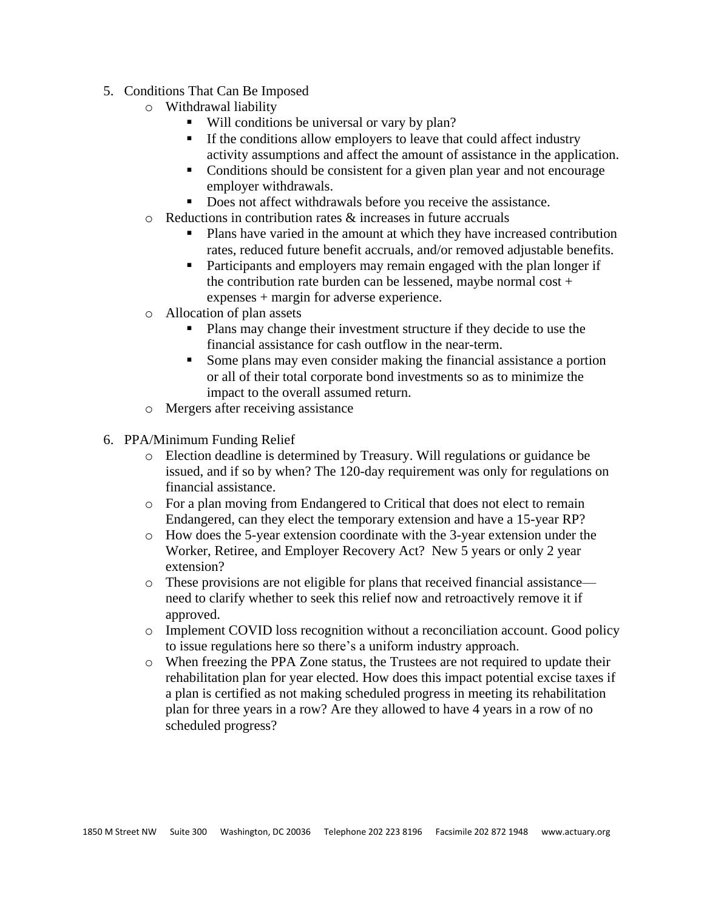5. Conditions That Can Be Imposed
    - Withdrawal liability
        - Will conditions be universal or vary by plan?
        - If the conditions allow employers to leave that could affect industry activity assumptions and affect the amount of assistance in the application.
        - Conditions should be consistent for a given plan year and not encourage employer withdrawals.
        - Does not affect withdrawals before you receive the assistance.
    - Reductions in contribution rates & increases in future accruals
        - Plans have varied in the amount at which they have increased contribution rates, reduced future benefit accruals, and/or removed adjustable benefits.
        - Participants and employers may remain engaged with the plan longer if the contribution rate burden can be lessened, maybe normal cost + expenses + margin for adverse experience.
    - Allocation of plan assets
        - Plans may change their investment structure if they decide to use the financial assistance for cash outflow in the near-term.
        - Some plans may even consider making the financial assistance a portion or all of their total corporate bond investments so as to minimize the impact to the overall assumed return.
    - Mergers after receiving assistance

6. PPA/Minimum Funding Relief
    - Election deadline is determined by Treasury. Will regulations or guidance be issued, and if so by when? The 120-day requirement was only for regulations on financial assistance.
    - For a plan moving from Endangered to Critical that does not elect to remain Endangered, can they elect the temporary extension and have a 15-year RP?
    - How does the 5-year extension coordinate with the 3-year extension under the Worker, Retiree, and Employer Recovery Act? New 5 years or only 2 year extension?
    - These provisions are not eligible for plans that received financial assistance—need to clarify whether to seek this relief now and retroactively remove it if approved.
    - Implement COVID loss recognition without a reconciliation account. Good policy to issue regulations here so there's a uniform industry approach.
    - When freezing the PPA Zone status, the Trustees are not required to update their rehabilitation plan for year elected. How does this impact potential excise taxes if a plan is certified as not making scheduled progress in meeting its rehabilitation plan for three years in a row? Are they allowed to have 4 years in a row of no scheduled progress?